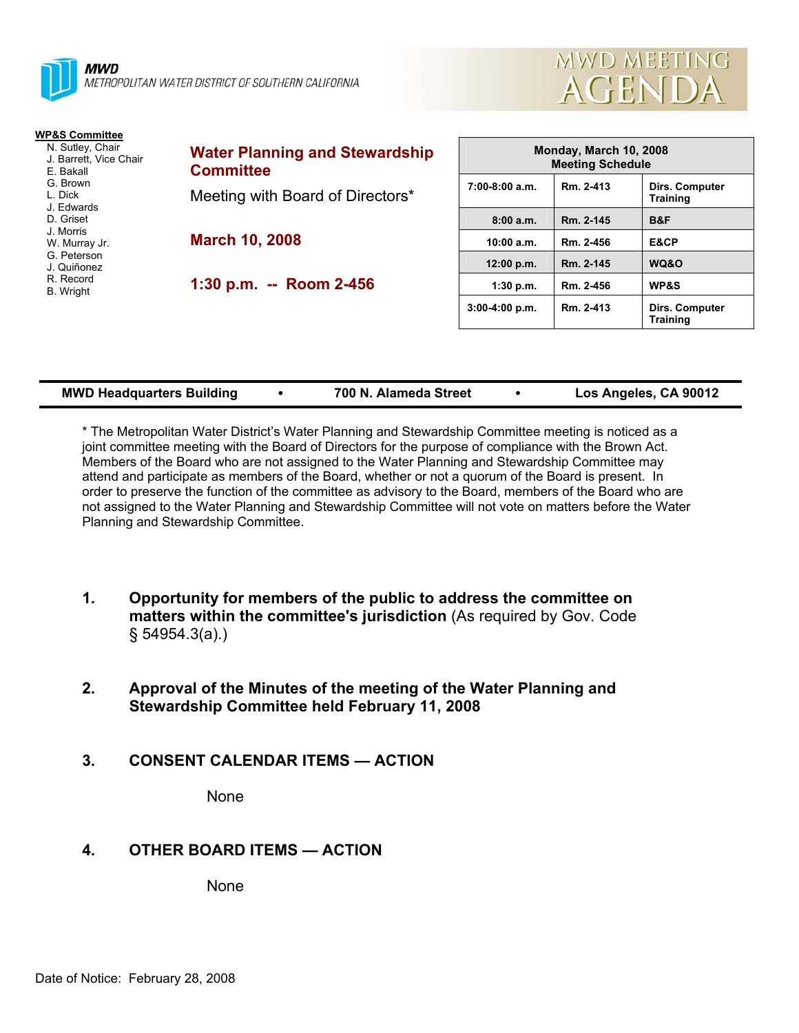**MWD**
*METROPOLITAN WATER DISTRICT OF SOUTHERN CALIFORNIA*

# MWD MEETING AGENDA

**WP&S Committee**
- N. Sutley, Chair
- J. Barrett, Vice Chair
- E. Bakall
- G. Brown
- L. Dick
- J. Edwards
- D. Griset
- J. Morris
- W. Murray Jr.
- G. Peterson
- J. Quiñonez
- R. Record
- B. Wright

## Water Planning and Stewardship Committee

Meeting with Board of Directors*

**March 10, 2008**

**1:30 p.m. -- Room 2-456**

| Monday, March 10, 2008 Meeting Schedule | | |
|---|---|---|
| 7:00-8:00 a.m. | Rm. 2-413 | Dirs. Computer Training |
| 8:00 a.m. | Rm. 2-145 | B&F |
| 10:00 a.m. | Rm. 2-456 | E&CP |
| 12:00 p.m. | Rm. 2-145 | WQ&O |
| 1:30 p.m. | Rm. 2-456 | WP&S |
| 3:00-4:00 p.m. | Rm. 2-413 | Dirs. Computer Training |

**MWD Headquarters Building • 700 N. Alameda Street • Los Angeles, CA 90012**

* The Metropolitan Water District's Water Planning and Stewardship Committee meeting is noticed as a joint committee meeting with the Board of Directors for the purpose of compliance with the Brown Act. Members of the Board who are not assigned to the Water Planning and Stewardship Committee may attend and participate as members of the Board, whether or not a quorum of the Board is present. In order to preserve the function of the committee as advisory to the Board, members of the Board who are not assigned to the Water Planning and Stewardship Committee will not vote on matters before the Water Planning and Stewardship Committee.

1. **Opportunity for members of the public to address the committee on matters within the committee's jurisdiction** (As required by Gov. Code § 54954.3(a).)

2. **Approval of the Minutes of the meeting of the Water Planning and Stewardship Committee held February 11, 2008**

3. **CONSENT CALENDAR ITEMS — ACTION**

   None

4. **OTHER BOARD ITEMS — ACTION**

   None

Date of Notice: February 28, 2008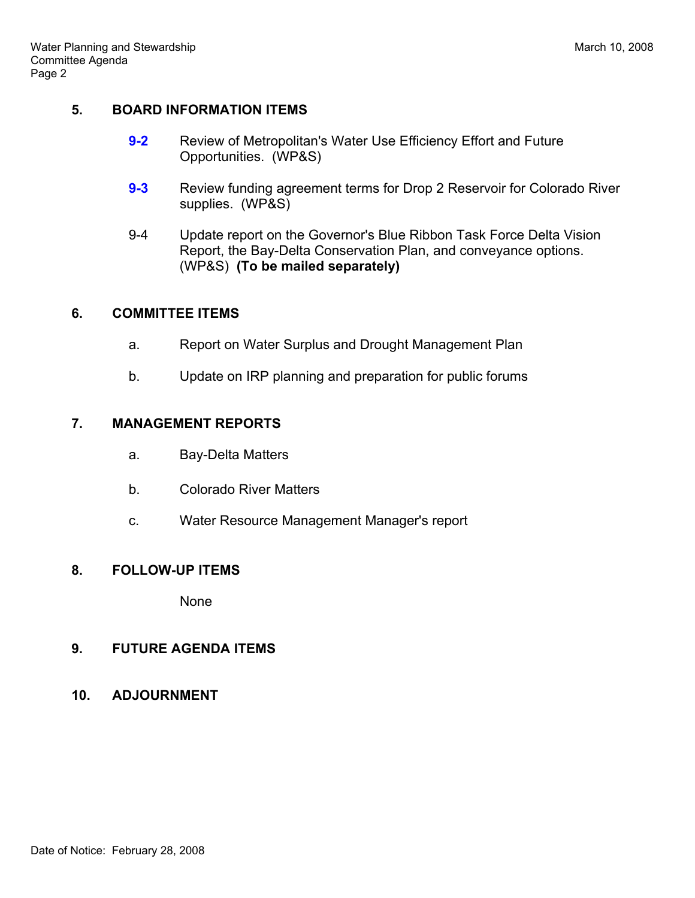## 5. BOARD INFORMATION ITEMS

**9-2** Review of Metropolitan's Water Use Efficiency Effort and Future Opportunities. (WP&S)

**9-3** Review funding agreement terms for Drop 2 Reservoir for Colorado River supplies. (WP&S)

9-4 Update report on the Governor's Blue Ribbon Task Force Delta Vision Report, the Bay-Delta Conservation Plan, and conveyance options. (WP&S) **(To be mailed separately)**

## 6. COMMITTEE ITEMS

a. Report on Water Surplus and Drought Management Plan

b. Update on IRP planning and preparation for public forums

## 7. MANAGEMENT REPORTS

a. Bay-Delta Matters

b. Colorado River Matters

c. Water Resource Management Manager's report

## 8. FOLLOW-UP ITEMS

None

## 9. FUTURE AGENDA ITEMS

## 10. ADJOURNMENT

Date of Notice: February 28, 2008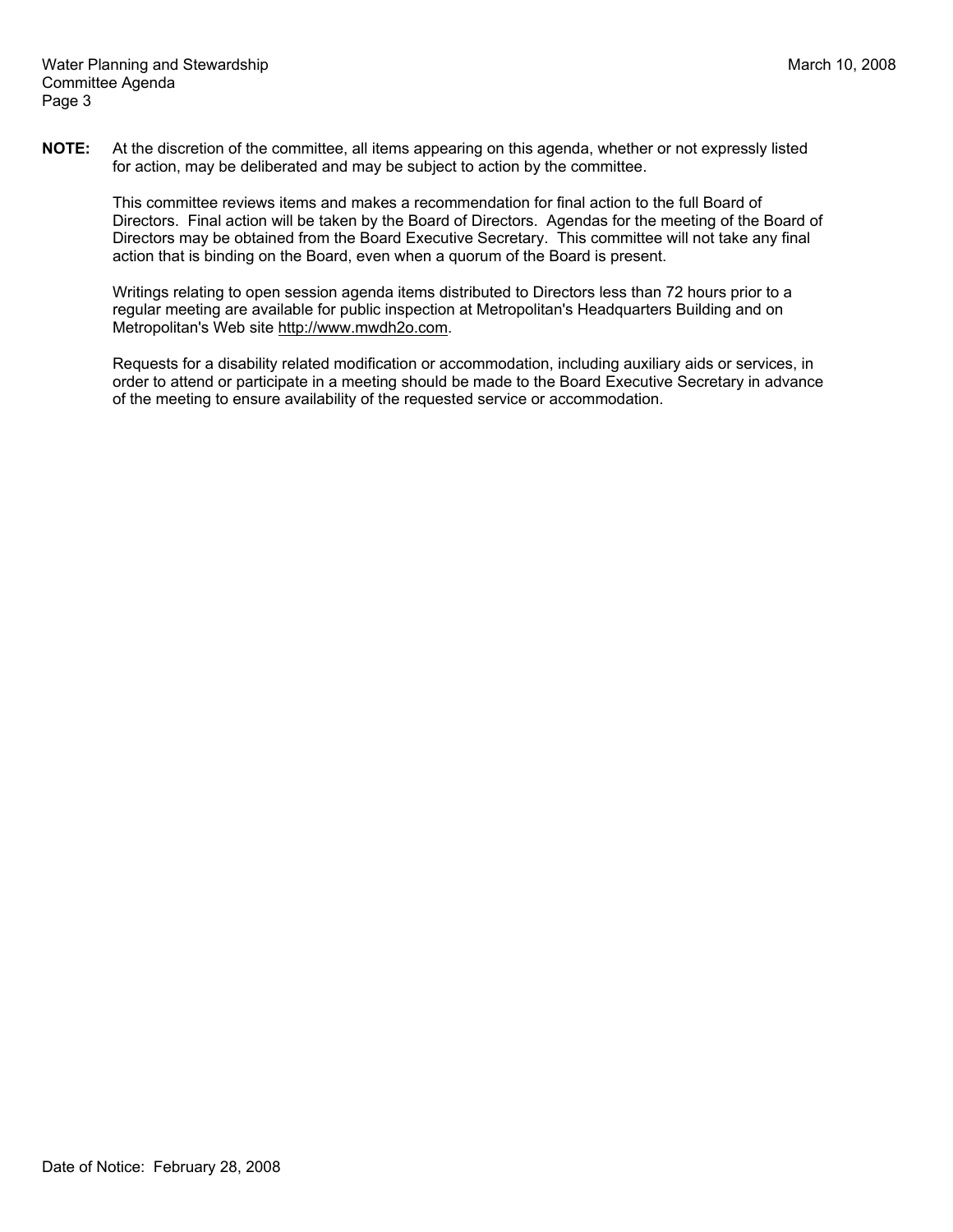**NOTE:** At the discretion of the committee, all items appearing on this agenda, whether or not expressly listed for action, may be deliberated and may be subject to action by the committee.

This committee reviews items and makes a recommendation for final action to the full Board of Directors. Final action will be taken by the Board of Directors. Agendas for the meeting of the Board of Directors may be obtained from the Board Executive Secretary. This committee will not take any final action that is binding on the Board, even when a quorum of the Board is present.

Writings relating to open session agenda items distributed to Directors less than 72 hours prior to a regular meeting are available for public inspection at Metropolitan's Headquarters Building and on Metropolitan's Web site http://www.mwdh2o.com.

Requests for a disability related modification or accommodation, including auxiliary aids or services, in order to attend or participate in a meeting should be made to the Board Executive Secretary in advance of the meeting to ensure availability of the requested service or accommodation.

Date of Notice: February 28, 2008